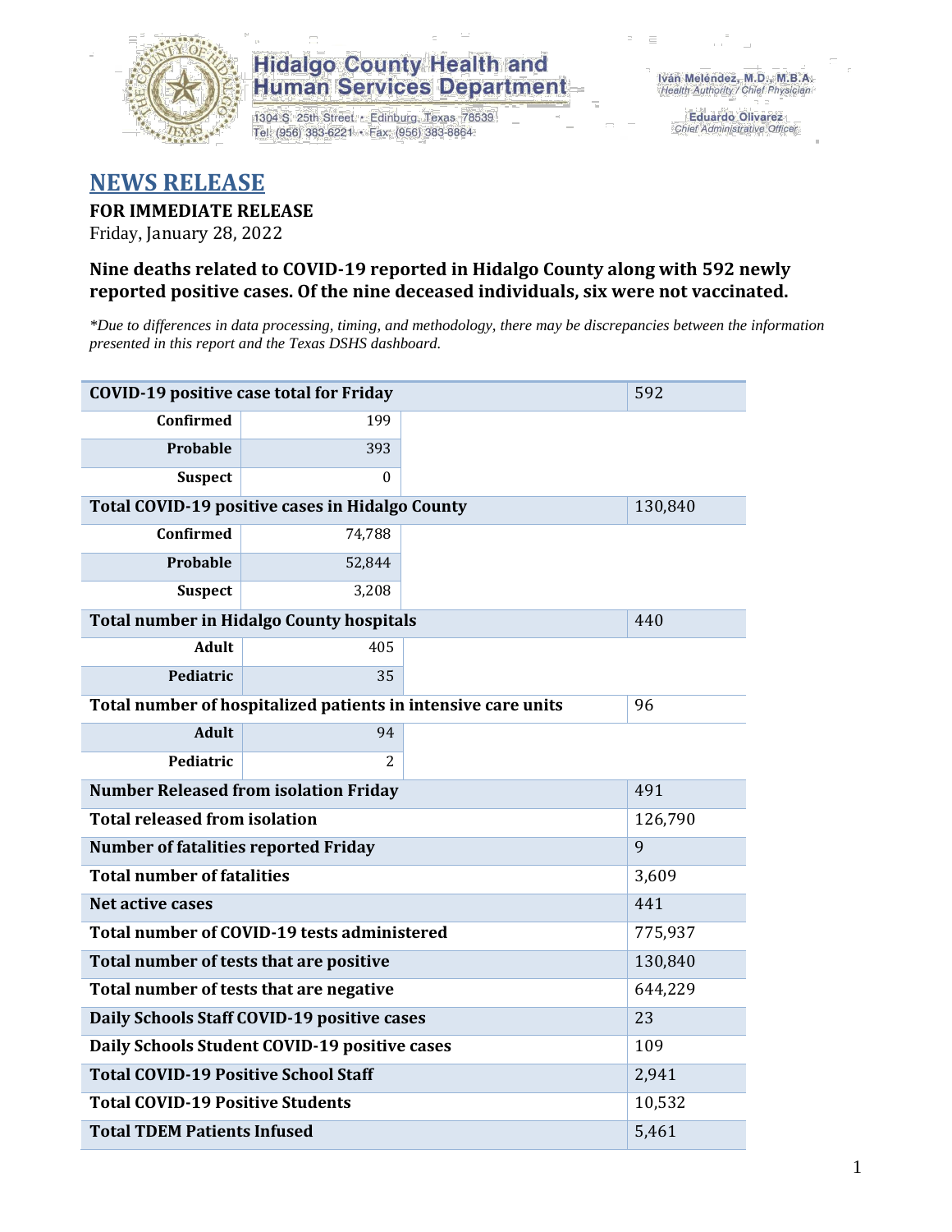Hidalgo County Health and Human Services Department

1304 S. 25th Street • Edinburg, Texas 78539
Tel: (956) 383-6221 • Fax: (956) 383-8864

Iván Meléndez, M.D., M.B.A.
*Health Authority / Chief Physician*

Eduardo Olivarez
*Chief Administrative Officer*

# NEWS RELEASE

**FOR IMMEDIATE RELEASE**
Friday, January 28, 2022

### Nine deaths related to COVID-19 reported in Hidalgo County along with 592 newly reported positive cases. Of the nine deceased individuals, six were not vaccinated.

*\*Due to differences in data processing, timing, and methodology, there may be discrepancies between the information presented in this report and the Texas DSHS dashboard.*

| COVID-19 positive case total for Friday | | 592 |
|---|---|---|
| Confirmed | 199 | |
| Probable | 393 | |
| Suspect | 0 | |
| **Total COVID-19 positive cases in Hidalgo County** | | 130,840 |
| Confirmed | 74,788 | |
| Probable | 52,844 | |
| Suspect | 3,208 | |
| **Total number in Hidalgo County hospitals** | | 440 |
| Adult | 405 | |
| Pediatric | 35 | |
| **Total number of hospitalized patients in intensive care units** | | 96 |
| Adult | 94 | |
| Pediatric | 2 | |
| **Number Released from isolation Friday** | | 491 |
| **Total released from isolation** | | 126,790 |
| **Number of fatalities reported Friday** | | 9 |
| **Total number of fatalities** | | 3,609 |
| **Net active cases** | | 441 |
| **Total number of COVID-19 tests administered** | | 775,937 |
| **Total number of tests that are positive** | | 130,840 |
| **Total number of tests that are negative** | | 644,229 |
| **Daily Schools Staff COVID-19 positive cases** | | 23 |
| **Daily Schools Student COVID-19 positive cases** | | 109 |
| **Total COVID-19 Positive School Staff** | | 2,941 |
| **Total COVID-19 Positive Students** | | 10,532 |
| **Total TDEM Patients Infused** | | 5,461 |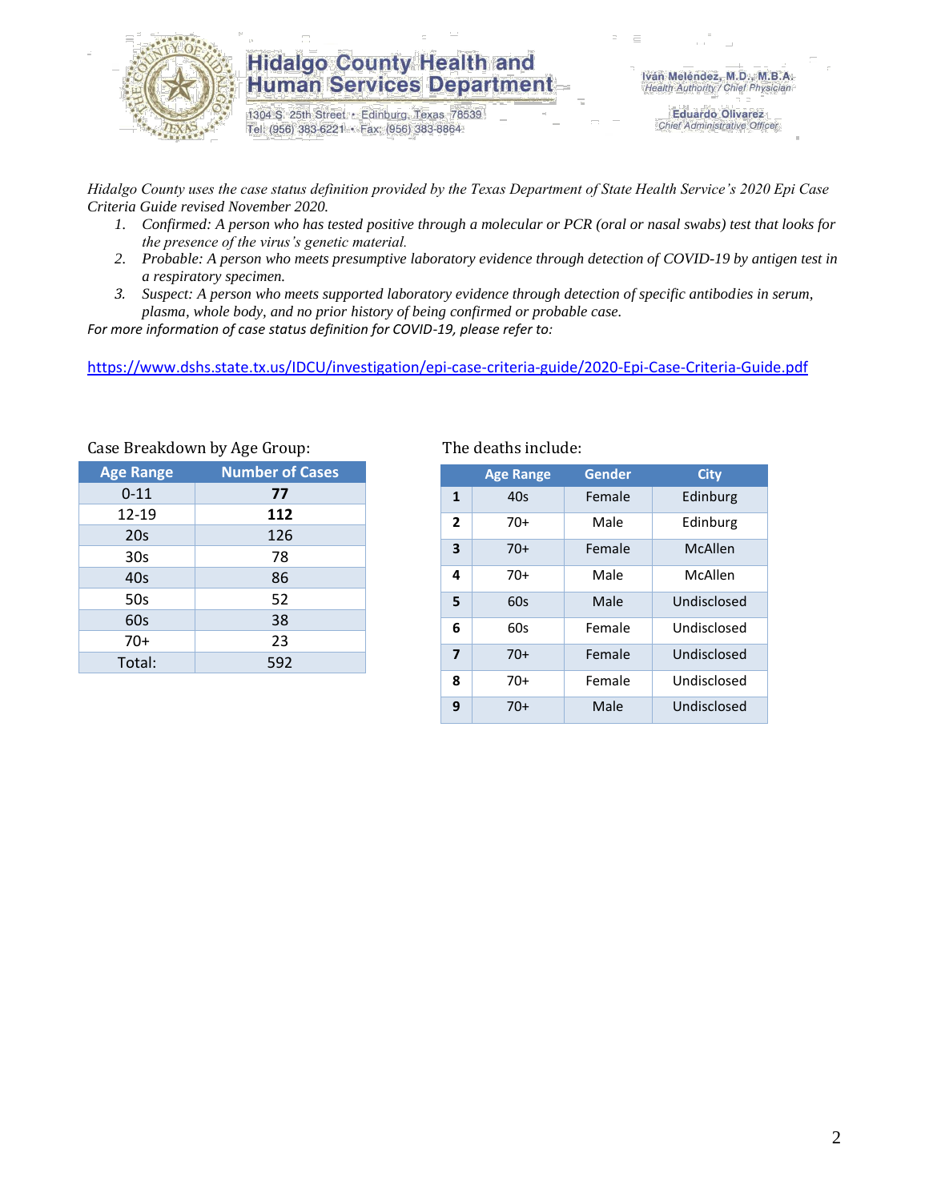# Hidalgo County Health and Human Services Department

1304 S. 25th Street • Edinburg, Texas 78539
Tel: (956) 383-6221 • Fax: (956) 383-8864

Iván Meléndez, M.D., M.B.A.
*Health Authority / Chief Physician*

Eduardo Olivarez
*Chief Administrative Officer*

*Hidalgo County uses the case status definition provided by the Texas Department of State Health Service's 2020 Epi Case Criteria Guide revised November 2020.*

1. *Confirmed: A person who has tested positive through a molecular or PCR (oral or nasal swabs) test that looks for the presence of the virus's genetic material.*
2. *Probable: A person who meets presumptive laboratory evidence through detection of COVID-19 by antigen test in a respiratory specimen.*
3. *Suspect: A person who meets supported laboratory evidence through detection of specific antibodies in serum, plasma, whole body, and no prior history of being confirmed or probable case.*

*For more information of case status definition for COVID-19, please refer to:*

https://www.dshs.state.tx.us/IDCU/investigation/epi-case-criteria-guide/2020-Epi-Case-Criteria-Guide.pdf

Case Breakdown by Age Group:

| Age Range | Number of Cases |
|---|---|
| 0-11 | **77** |
| 12-19 | **112** |
| 20s | 126 |
| 30s | 78 |
| 40s | 86 |
| 50s | 52 |
| 60s | 38 |
| 70+ | 23 |
| Total: | 592 |

The deaths include:

| | Age Range | Gender | City |
|---|---|---|---|
| **1** | 40s | Female | Edinburg |
| **2** | 70+ | Male | Edinburg |
| **3** | 70+ | Female | McAllen |
| **4** | 70+ | Male | McAllen |
| **5** | 60s | Male | Undisclosed |
| **6** | 60s | Female | Undisclosed |
| **7** | 70+ | Female | Undisclosed |
| **8** | 70+ | Female | Undisclosed |
| **9** | 70+ | Male | Undisclosed |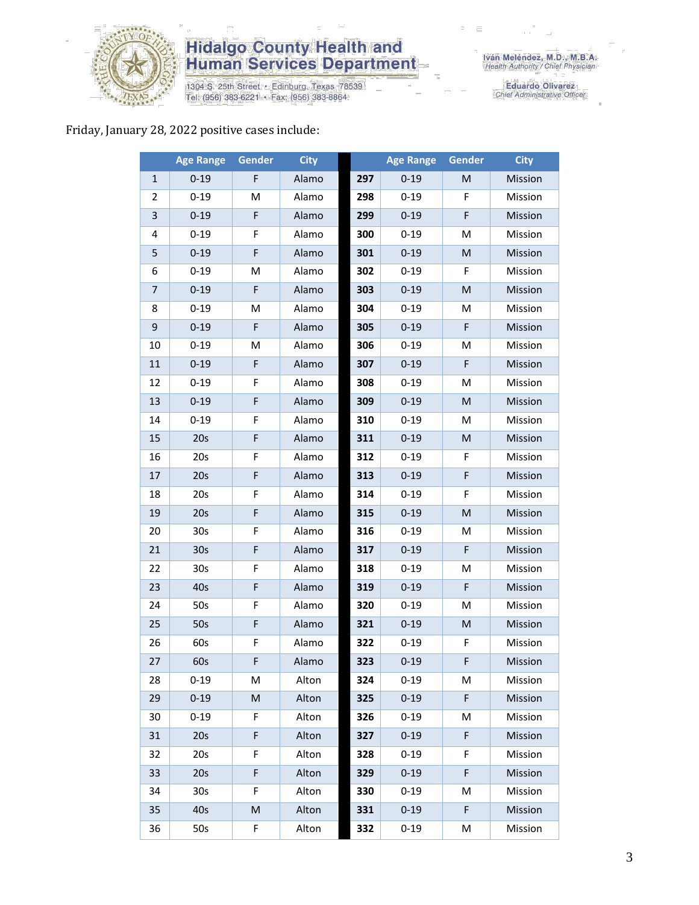# Hidalgo County Health and Human Services Department

1304 S. 25th Street • Edinburg, Texas 78539
Tel: (956) 383-6221 • Fax: (956) 383-8864

Iván Meléndez, M.D., M.B.A.
Health Authority / Chief Physician

Eduardo Olivarez
Chief Administrative Officer

Friday, January 28, 2022 positive cases include:

| | Age Range | Gender | City | | Age Range | Gender | City |
|---|---|---|---|---|---|---|---|
| 1 | 0-19 | F | Alamo | 297 | 0-19 | M | Mission |
| 2 | 0-19 | M | Alamo | 298 | 0-19 | F | Mission |
| 3 | 0-19 | F | Alamo | 299 | 0-19 | F | Mission |
| 4 | 0-19 | F | Alamo | 300 | 0-19 | M | Mission |
| 5 | 0-19 | F | Alamo | 301 | 0-19 | M | Mission |
| 6 | 0-19 | M | Alamo | 302 | 0-19 | F | Mission |
| 7 | 0-19 | F | Alamo | 303 | 0-19 | M | Mission |
| 8 | 0-19 | M | Alamo | 304 | 0-19 | M | Mission |
| 9 | 0-19 | F | Alamo | 305 | 0-19 | F | Mission |
| 10 | 0-19 | M | Alamo | 306 | 0-19 | M | Mission |
| 11 | 0-19 | F | Alamo | 307 | 0-19 | F | Mission |
| 12 | 0-19 | F | Alamo | 308 | 0-19 | M | Mission |
| 13 | 0-19 | F | Alamo | 309 | 0-19 | M | Mission |
| 14 | 0-19 | F | Alamo | 310 | 0-19 | M | Mission |
| 15 | 20s | F | Alamo | 311 | 0-19 | M | Mission |
| 16 | 20s | F | Alamo | 312 | 0-19 | F | Mission |
| 17 | 20s | F | Alamo | 313 | 0-19 | F | Mission |
| 18 | 20s | F | Alamo | 314 | 0-19 | F | Mission |
| 19 | 20s | F | Alamo | 315 | 0-19 | M | Mission |
| 20 | 30s | F | Alamo | 316 | 0-19 | M | Mission |
| 21 | 30s | F | Alamo | 317 | 0-19 | F | Mission |
| 22 | 30s | F | Alamo | 318 | 0-19 | M | Mission |
| 23 | 40s | F | Alamo | 319 | 0-19 | F | Mission |
| 24 | 50s | F | Alamo | 320 | 0-19 | M | Mission |
| 25 | 50s | F | Alamo | 321 | 0-19 | M | Mission |
| 26 | 60s | F | Alamo | 322 | 0-19 | F | Mission |
| 27 | 60s | F | Alamo | 323 | 0-19 | F | Mission |
| 28 | 0-19 | M | Alton | 324 | 0-19 | M | Mission |
| 29 | 0-19 | M | Alton | 325 | 0-19 | F | Mission |
| 30 | 0-19 | F | Alton | 326 | 0-19 | M | Mission |
| 31 | 20s | F | Alton | 327 | 0-19 | F | Mission |
| 32 | 20s | F | Alton | 328 | 0-19 | F | Mission |
| 33 | 20s | F | Alton | 329 | 0-19 | F | Mission |
| 34 | 30s | F | Alton | 330 | 0-19 | M | Mission |
| 35 | 40s | M | Alton | 331 | 0-19 | F | Mission |
| 36 | 50s | F | Alton | 332 | 0-19 | M | Mission |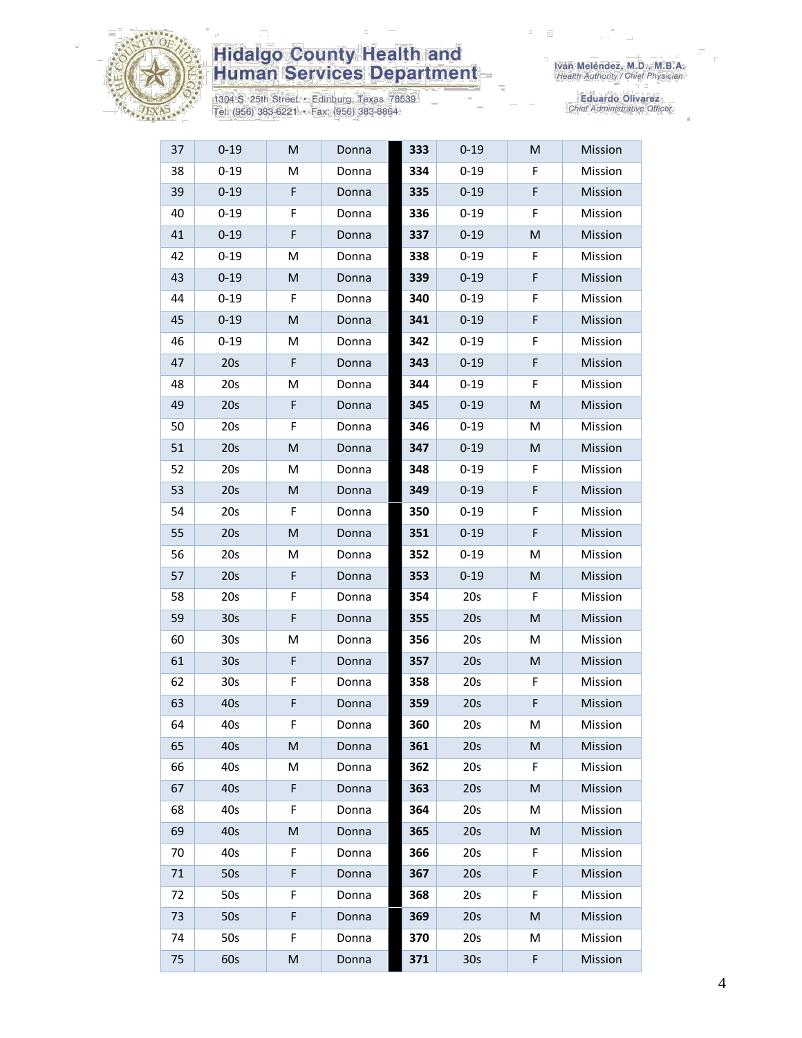| 37 | 0-19 | M | Donna | | 333 | 0-19 | M | Mission |
|---|---|---|---|---|---|---|---|---|
| 38 | 0-19 | M | Donna | | 334 | 0-19 | F | Mission |
| 39 | 0-19 | F | Donna | | 335 | 0-19 | F | Mission |
| 40 | 0-19 | F | Donna | | 336 | 0-19 | F | Mission |
| 41 | 0-19 | F | Donna | | 337 | 0-19 | M | Mission |
| 42 | 0-19 | M | Donna | | 338 | 0-19 | F | Mission |
| 43 | 0-19 | M | Donna | | 339 | 0-19 | F | Mission |
| 44 | 0-19 | F | Donna | | 340 | 0-19 | F | Mission |
| 45 | 0-19 | M | Donna | | 341 | 0-19 | F | Mission |
| 46 | 0-19 | M | Donna | | 342 | 0-19 | F | Mission |
| 47 | 20s | F | Donna | | 343 | 0-19 | F | Mission |
| 48 | 20s | M | Donna | | 344 | 0-19 | F | Mission |
| 49 | 20s | F | Donna | | 345 | 0-19 | M | Mission |
| 50 | 20s | F | Donna | | 346 | 0-19 | M | Mission |
| 51 | 20s | M | Donna | | 347 | 0-19 | M | Mission |
| 52 | 20s | M | Donna | | 348 | 0-19 | F | Mission |
| 53 | 20s | M | Donna | | 349 | 0-19 | F | Mission |
| 54 | 20s | F | Donna | | 350 | 0-19 | F | Mission |
| 55 | 20s | M | Donna | | 351 | 0-19 | F | Mission |
| 56 | 20s | M | Donna | | 352 | 0-19 | M | Mission |
| 57 | 20s | F | Donna | | 353 | 0-19 | M | Mission |
| 58 | 20s | F | Donna | | 354 | 20s | F | Mission |
| 59 | 30s | F | Donna | | 355 | 20s | M | Mission |
| 60 | 30s | M | Donna | | 356 | 20s | M | Mission |
| 61 | 30s | F | Donna | | 357 | 20s | M | Mission |
| 62 | 30s | F | Donna | | 358 | 20s | F | Mission |
| 63 | 40s | F | Donna | | 359 | 20s | F | Mission |
| 64 | 40s | F | Donna | | 360 | 20s | M | Mission |
| 65 | 40s | M | Donna | | 361 | 20s | M | Mission |
| 66 | 40s | M | Donna | | 362 | 20s | F | Mission |
| 67 | 40s | F | Donna | | 363 | 20s | M | Mission |
| 68 | 40s | F | Donna | | 364 | 20s | M | Mission |
| 69 | 40s | M | Donna | | 365 | 20s | M | Mission |
| 70 | 40s | F | Donna | | 366 | 20s | F | Mission |
| 71 | 50s | F | Donna | | 367 | 20s | F | Mission |
| 72 | 50s | F | Donna | | 368 | 20s | F | Mission |
| 73 | 50s | F | Donna | | 369 | 20s | M | Mission |
| 74 | 50s | F | Donna | | 370 | 20s | M | Mission |
| 75 | 60s | M | Donna | | 371 | 30s | F | Mission |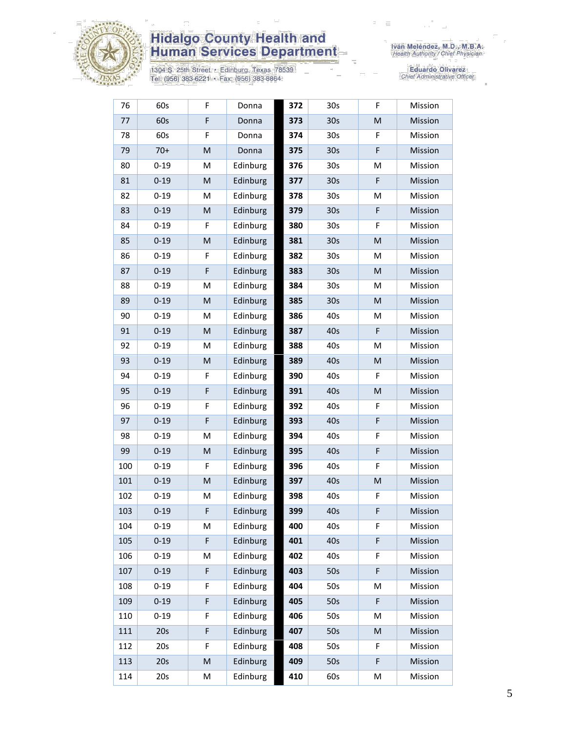| | | | | | | | | |
|---|---|---|---|---|---|---|---|---|
| 76 | 60s | F | Donna | | **372** | 30s | F | Mission |
| 77 | 60s | F | Donna | | **373** | 30s | M | Mission |
| 78 | 60s | F | Donna | | **374** | 30s | F | Mission |
| 79 | 70+ | M | Donna | | **375** | 30s | F | Mission |
| 80 | 0-19 | M | Edinburg | | **376** | 30s | M | Mission |
| 81 | 0-19 | M | Edinburg | | **377** | 30s | F | Mission |
| 82 | 0-19 | M | Edinburg | | **378** | 30s | M | Mission |
| 83 | 0-19 | M | Edinburg | | **379** | 30s | F | Mission |
| 84 | 0-19 | F | Edinburg | | **380** | 30s | F | Mission |
| 85 | 0-19 | M | Edinburg | | **381** | 30s | M | Mission |
| 86 | 0-19 | F | Edinburg | | **382** | 30s | M | Mission |
| 87 | 0-19 | F | Edinburg | | **383** | 30s | M | Mission |
| 88 | 0-19 | M | Edinburg | | **384** | 30s | M | Mission |
| 89 | 0-19 | M | Edinburg | | **385** | 30s | M | Mission |
| 90 | 0-19 | M | Edinburg | | **386** | 40s | M | Mission |
| 91 | 0-19 | M | Edinburg | | **387** | 40s | F | Mission |
| 92 | 0-19 | M | Edinburg | | **388** | 40s | M | Mission |
| 93 | 0-19 | M | Edinburg | | **389** | 40s | M | Mission |
| 94 | 0-19 | F | Edinburg | | **390** | 40s | F | Mission |
| 95 | 0-19 | F | Edinburg | | **391** | 40s | M | Mission |
| 96 | 0-19 | F | Edinburg | | **392** | 40s | F | Mission |
| 97 | 0-19 | F | Edinburg | | **393** | 40s | F | Mission |
| 98 | 0-19 | M | Edinburg | | **394** | 40s | F | Mission |
| 99 | 0-19 | M | Edinburg | | **395** | 40s | F | Mission |
| 100 | 0-19 | F | Edinburg | | **396** | 40s | F | Mission |
| 101 | 0-19 | M | Edinburg | | **397** | 40s | M | Mission |
| 102 | 0-19 | M | Edinburg | | **398** | 40s | F | Mission |
| 103 | 0-19 | F | Edinburg | | **399** | 40s | F | Mission |
| 104 | 0-19 | M | Edinburg | | **400** | 40s | F | Mission |
| 105 | 0-19 | F | Edinburg | | **401** | 40s | F | Mission |
| 106 | 0-19 | M | Edinburg | | **402** | 40s | F | Mission |
| 107 | 0-19 | F | Edinburg | | **403** | 50s | F | Mission |
| 108 | 0-19 | F | Edinburg | | **404** | 50s | M | Mission |
| 109 | 0-19 | F | Edinburg | | **405** | 50s | F | Mission |
| 110 | 0-19 | F | Edinburg | | **406** | 50s | M | Mission |
| 111 | 20s | F | Edinburg | | **407** | 50s | M | Mission |
| 112 | 20s | F | Edinburg | | **408** | 50s | F | Mission |
| 113 | 20s | M | Edinburg | | **409** | 50s | F | Mission |
| 114 | 20s | M | Edinburg | | **410** | 60s | M | Mission |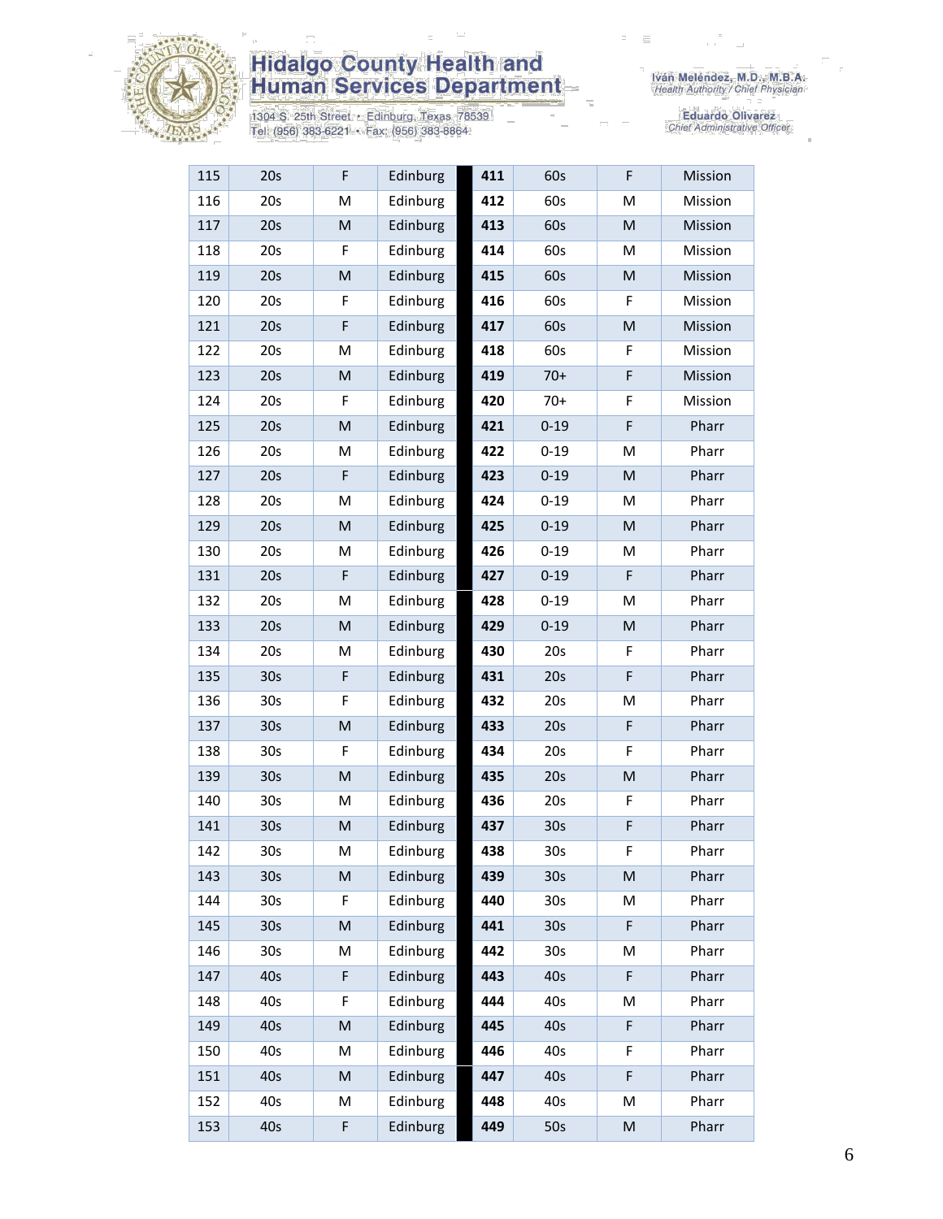| 115 | 20s | F | Edinburg | | 411 | 60s | F | Mission |
|---|---|---|---|---|---|---|---|---|
| 116 | 20s | M | Edinburg | | 412 | 60s | M | Mission |
| 117 | 20s | M | Edinburg | | 413 | 60s | M | Mission |
| 118 | 20s | F | Edinburg | | 414 | 60s | M | Mission |
| 119 | 20s | M | Edinburg | | 415 | 60s | M | Mission |
| 120 | 20s | F | Edinburg | | 416 | 60s | F | Mission |
| 121 | 20s | F | Edinburg | | 417 | 60s | M | Mission |
| 122 | 20s | M | Edinburg | | 418 | 60s | F | Mission |
| 123 | 20s | M | Edinburg | | 419 | 70+ | F | Mission |
| 124 | 20s | F | Edinburg | | 420 | 70+ | F | Mission |
| 125 | 20s | M | Edinburg | | 421 | 0-19 | F | Pharr |
| 126 | 20s | M | Edinburg | | 422 | 0-19 | M | Pharr |
| 127 | 20s | F | Edinburg | | 423 | 0-19 | M | Pharr |
| 128 | 20s | M | Edinburg | | 424 | 0-19 | M | Pharr |
| 129 | 20s | M | Edinburg | | 425 | 0-19 | M | Pharr |
| 130 | 20s | M | Edinburg | | 426 | 0-19 | M | Pharr |
| 131 | 20s | F | Edinburg | | 427 | 0-19 | F | Pharr |
| 132 | 20s | M | Edinburg | | 428 | 0-19 | M | Pharr |
| 133 | 20s | M | Edinburg | | 429 | 0-19 | M | Pharr |
| 134 | 20s | M | Edinburg | | 430 | 20s | F | Pharr |
| 135 | 30s | F | Edinburg | | 431 | 20s | F | Pharr |
| 136 | 30s | F | Edinburg | | 432 | 20s | M | Pharr |
| 137 | 30s | M | Edinburg | | 433 | 20s | F | Pharr |
| 138 | 30s | F | Edinburg | | 434 | 20s | F | Pharr |
| 139 | 30s | M | Edinburg | | 435 | 20s | M | Pharr |
| 140 | 30s | M | Edinburg | | 436 | 20s | F | Pharr |
| 141 | 30s | M | Edinburg | | 437 | 30s | F | Pharr |
| 142 | 30s | M | Edinburg | | 438 | 30s | F | Pharr |
| 143 | 30s | M | Edinburg | | 439 | 30s | M | Pharr |
| 144 | 30s | F | Edinburg | | 440 | 30s | M | Pharr |
| 145 | 30s | M | Edinburg | | 441 | 30s | F | Pharr |
| 146 | 30s | M | Edinburg | | 442 | 30s | M | Pharr |
| 147 | 40s | F | Edinburg | | 443 | 40s | F | Pharr |
| 148 | 40s | F | Edinburg | | 444 | 40s | M | Pharr |
| 149 | 40s | M | Edinburg | | 445 | 40s | F | Pharr |
| 150 | 40s | M | Edinburg | | 446 | 40s | F | Pharr |
| 151 | 40s | M | Edinburg | | 447 | 40s | F | Pharr |
| 152 | 40s | M | Edinburg | | 448 | 40s | M | Pharr |
| 153 | 40s | F | Edinburg | | 449 | 50s | M | Pharr |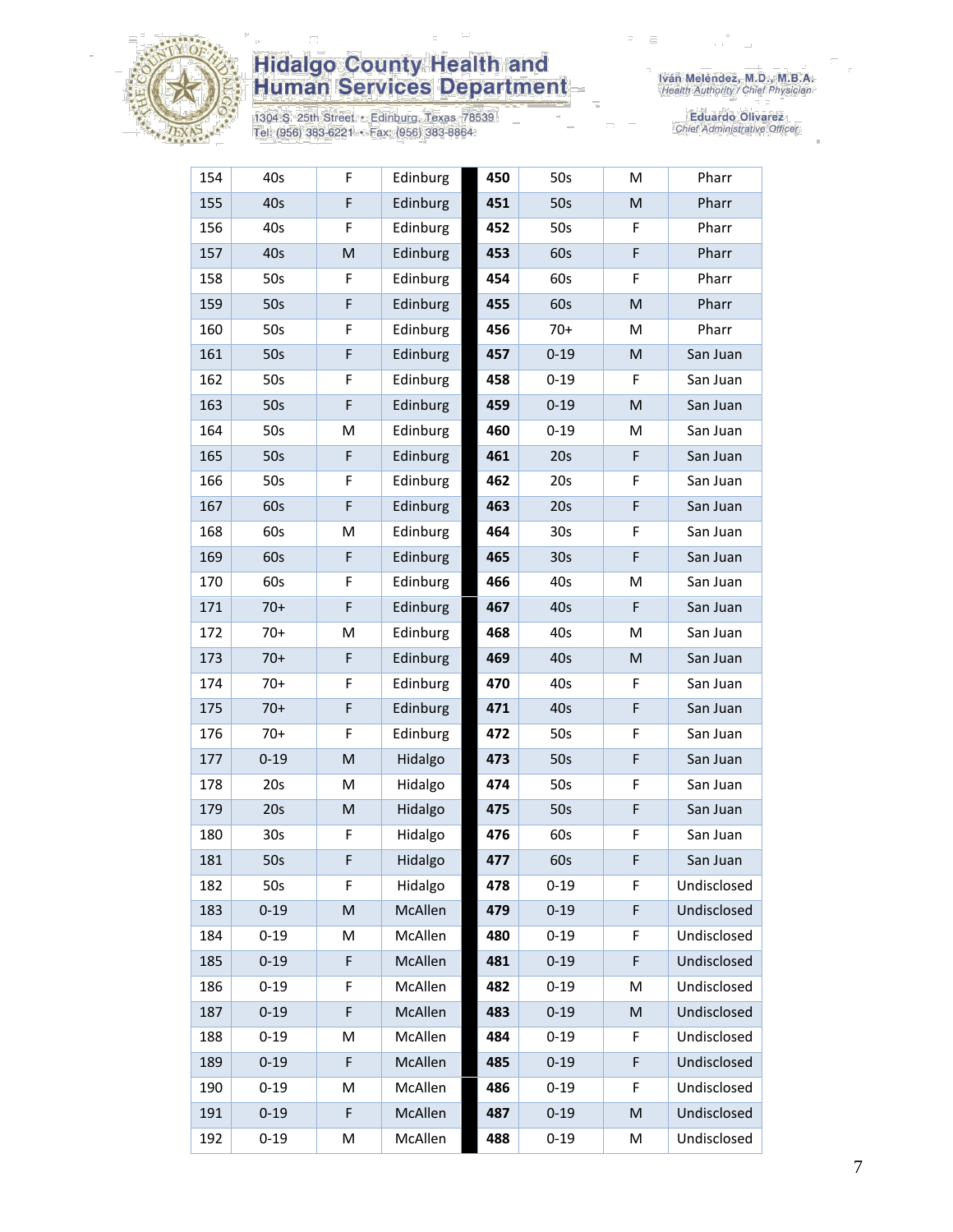| | | | | | | | | |
|---|---|---|---|---|---|---|---|---|
| 154 | 40s | F | Edinburg | | **450** | 50s | M | Pharr |
| 155 | 40s | F | Edinburg | | **451** | 50s | M | Pharr |
| 156 | 40s | F | Edinburg | | **452** | 50s | F | Pharr |
| 157 | 40s | M | Edinburg | | **453** | 60s | F | Pharr |
| 158 | 50s | F | Edinburg | | **454** | 60s | F | Pharr |
| 159 | 50s | F | Edinburg | | **455** | 60s | M | Pharr |
| 160 | 50s | F | Edinburg | | **456** | 70+ | M | Pharr |
| 161 | 50s | F | Edinburg | | **457** | 0-19 | M | San Juan |
| 162 | 50s | F | Edinburg | | **458** | 0-19 | F | San Juan |
| 163 | 50s | F | Edinburg | | **459** | 0-19 | M | San Juan |
| 164 | 50s | M | Edinburg | | **460** | 0-19 | M | San Juan |
| 165 | 50s | F | Edinburg | | **461** | 20s | F | San Juan |
| 166 | 50s | F | Edinburg | | **462** | 20s | F | San Juan |
| 167 | 60s | F | Edinburg | | **463** | 20s | F | San Juan |
| 168 | 60s | M | Edinburg | | **464** | 30s | F | San Juan |
| 169 | 60s | F | Edinburg | | **465** | 30s | F | San Juan |
| 170 | 60s | F | Edinburg | | **466** | 40s | M | San Juan |
| 171 | 70+ | F | Edinburg | | **467** | 40s | F | San Juan |
| 172 | 70+ | M | Edinburg | | **468** | 40s | M | San Juan |
| 173 | 70+ | F | Edinburg | | **469** | 40s | M | San Juan |
| 174 | 70+ | F | Edinburg | | **470** | 40s | F | San Juan |
| 175 | 70+ | F | Edinburg | | **471** | 40s | F | San Juan |
| 176 | 70+ | F | Edinburg | | **472** | 50s | F | San Juan |
| 177 | 0-19 | M | Hidalgo | | **473** | 50s | F | San Juan |
| 178 | 20s | M | Hidalgo | | **474** | 50s | F | San Juan |
| 179 | 20s | M | Hidalgo | | **475** | 50s | F | San Juan |
| 180 | 30s | F | Hidalgo | | **476** | 60s | F | San Juan |
| 181 | 50s | F | Hidalgo | | **477** | 60s | F | San Juan |
| 182 | 50s | F | Hidalgo | | **478** | 0-19 | F | Undisclosed |
| 183 | 0-19 | M | McAllen | | **479** | 0-19 | F | Undisclosed |
| 184 | 0-19 | M | McAllen | | **480** | 0-19 | F | Undisclosed |
| 185 | 0-19 | F | McAllen | | **481** | 0-19 | F | Undisclosed |
| 186 | 0-19 | F | McAllen | | **482** | 0-19 | M | Undisclosed |
| 187 | 0-19 | F | McAllen | | **483** | 0-19 | M | Undisclosed |
| 188 | 0-19 | M | McAllen | | **484** | 0-19 | F | Undisclosed |
| 189 | 0-19 | F | McAllen | | **485** | 0-19 | F | Undisclosed |
| 190 | 0-19 | M | McAllen | | **486** | 0-19 | F | Undisclosed |
| 191 | 0-19 | F | McAllen | | **487** | 0-19 | M | Undisclosed |
| 192 | 0-19 | M | McAllen | | **488** | 0-19 | M | Undisclosed |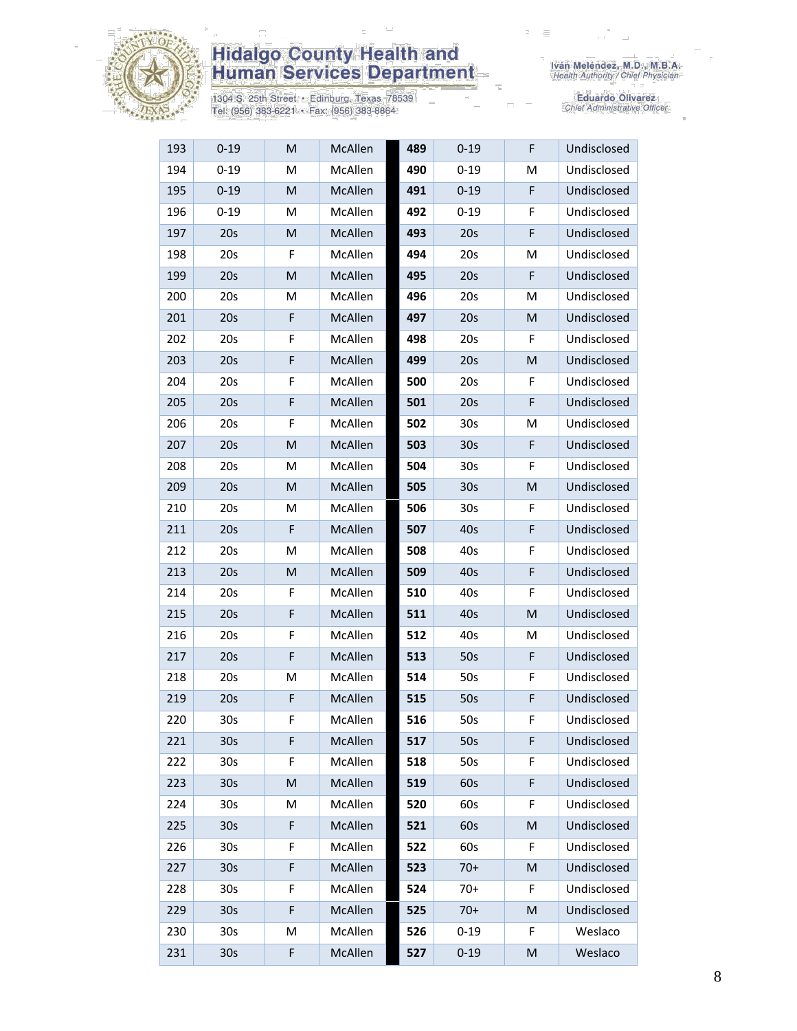| 193 | 0-19 | M | McAllen | 489 | 0-19 | F | Undisclosed |
|---|---|---|---|---|---|---|---|
| 194 | 0-19 | M | McAllen | 490 | 0-19 | M | Undisclosed |
| 195 | 0-19 | M | McAllen | 491 | 0-19 | F | Undisclosed |
| 196 | 0-19 | M | McAllen | 492 | 0-19 | F | Undisclosed |
| 197 | 20s | M | McAllen | 493 | 20s | F | Undisclosed |
| 198 | 20s | F | McAllen | 494 | 20s | M | Undisclosed |
| 199 | 20s | M | McAllen | 495 | 20s | F | Undisclosed |
| 200 | 20s | M | McAllen | 496 | 20s | M | Undisclosed |
| 201 | 20s | F | McAllen | 497 | 20s | M | Undisclosed |
| 202 | 20s | F | McAllen | 498 | 20s | F | Undisclosed |
| 203 | 20s | F | McAllen | 499 | 20s | M | Undisclosed |
| 204 | 20s | F | McAllen | 500 | 20s | F | Undisclosed |
| 205 | 20s | F | McAllen | 501 | 20s | F | Undisclosed |
| 206 | 20s | F | McAllen | 502 | 30s | M | Undisclosed |
| 207 | 20s | M | McAllen | 503 | 30s | F | Undisclosed |
| 208 | 20s | M | McAllen | 504 | 30s | F | Undisclosed |
| 209 | 20s | M | McAllen | 505 | 30s | M | Undisclosed |
| 210 | 20s | M | McAllen | 506 | 30s | F | Undisclosed |
| 211 | 20s | F | McAllen | 507 | 40s | F | Undisclosed |
| 212 | 20s | M | McAllen | 508 | 40s | F | Undisclosed |
| 213 | 20s | M | McAllen | 509 | 40s | F | Undisclosed |
| 214 | 20s | F | McAllen | 510 | 40s | F | Undisclosed |
| 215 | 20s | F | McAllen | 511 | 40s | M | Undisclosed |
| 216 | 20s | F | McAllen | 512 | 40s | M | Undisclosed |
| 217 | 20s | F | McAllen | 513 | 50s | F | Undisclosed |
| 218 | 20s | M | McAllen | 514 | 50s | F | Undisclosed |
| 219 | 20s | F | McAllen | 515 | 50s | F | Undisclosed |
| 220 | 30s | F | McAllen | 516 | 50s | F | Undisclosed |
| 221 | 30s | F | McAllen | 517 | 50s | F | Undisclosed |
| 222 | 30s | F | McAllen | 518 | 50s | F | Undisclosed |
| 223 | 30s | M | McAllen | 519 | 60s | F | Undisclosed |
| 224 | 30s | M | McAllen | 520 | 60s | F | Undisclosed |
| 225 | 30s | F | McAllen | 521 | 60s | M | Undisclosed |
| 226 | 30s | F | McAllen | 522 | 60s | F | Undisclosed |
| 227 | 30s | F | McAllen | 523 | 70+ | M | Undisclosed |
| 228 | 30s | F | McAllen | 524 | 70+ | F | Undisclosed |
| 229 | 30s | F | McAllen | 525 | 70+ | M | Undisclosed |
| 230 | 30s | M | McAllen | 526 | 0-19 | F | Weslaco |
| 231 | 30s | F | McAllen | 527 | 0-19 | M | Weslaco |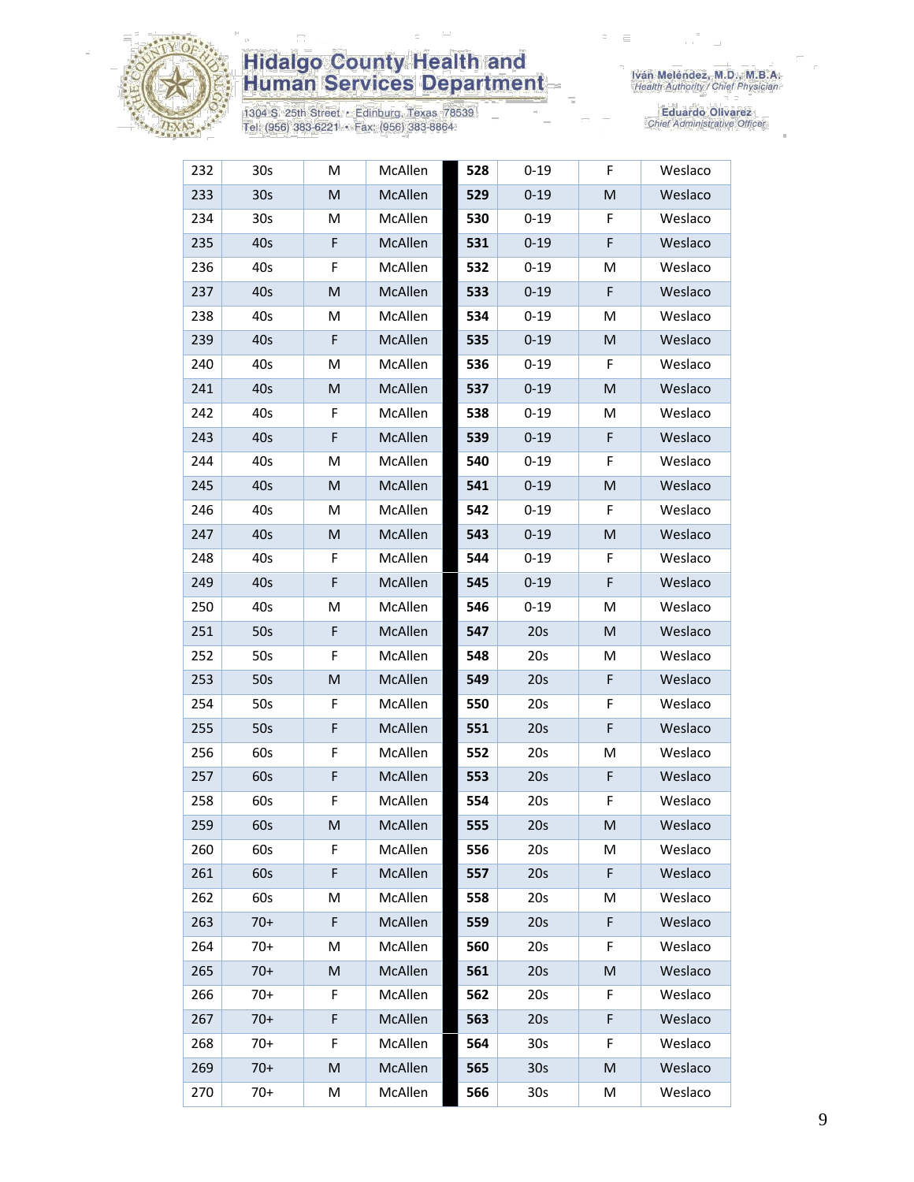| 232 | 30s | M | McAllen | | 528 | 0-19 | F | Weslaco |
|---|---|---|---|---|---|---|---|---|
| 233 | 30s | M | McAllen | | 529 | 0-19 | M | Weslaco |
| 234 | 30s | M | McAllen | | 530 | 0-19 | F | Weslaco |
| 235 | 40s | F | McAllen | | 531 | 0-19 | F | Weslaco |
| 236 | 40s | F | McAllen | | 532 | 0-19 | M | Weslaco |
| 237 | 40s | M | McAllen | | 533 | 0-19 | F | Weslaco |
| 238 | 40s | M | McAllen | | 534 | 0-19 | M | Weslaco |
| 239 | 40s | F | McAllen | | 535 | 0-19 | M | Weslaco |
| 240 | 40s | M | McAllen | | 536 | 0-19 | F | Weslaco |
| 241 | 40s | M | McAllen | | 537 | 0-19 | M | Weslaco |
| 242 | 40s | F | McAllen | | 538 | 0-19 | M | Weslaco |
| 243 | 40s | F | McAllen | | 539 | 0-19 | F | Weslaco |
| 244 | 40s | M | McAllen | | 540 | 0-19 | F | Weslaco |
| 245 | 40s | M | McAllen | | 541 | 0-19 | M | Weslaco |
| 246 | 40s | M | McAllen | | 542 | 0-19 | F | Weslaco |
| 247 | 40s | M | McAllen | | 543 | 0-19 | M | Weslaco |
| 248 | 40s | F | McAllen | | 544 | 0-19 | F | Weslaco |
| 249 | 40s | F | McAllen | | 545 | 0-19 | F | Weslaco |
| 250 | 40s | M | McAllen | | 546 | 0-19 | M | Weslaco |
| 251 | 50s | F | McAllen | | 547 | 20s | M | Weslaco |
| 252 | 50s | F | McAllen | | 548 | 20s | M | Weslaco |
| 253 | 50s | M | McAllen | | 549 | 20s | F | Weslaco |
| 254 | 50s | F | McAllen | | 550 | 20s | F | Weslaco |
| 255 | 50s | F | McAllen | | 551 | 20s | F | Weslaco |
| 256 | 60s | F | McAllen | | 552 | 20s | M | Weslaco |
| 257 | 60s | F | McAllen | | 553 | 20s | F | Weslaco |
| 258 | 60s | F | McAllen | | 554 | 20s | F | Weslaco |
| 259 | 60s | M | McAllen | | 555 | 20s | M | Weslaco |
| 260 | 60s | F | McAllen | | 556 | 20s | M | Weslaco |
| 261 | 60s | F | McAllen | | 557 | 20s | F | Weslaco |
| 262 | 60s | M | McAllen | | 558 | 20s | M | Weslaco |
| 263 | 70+ | F | McAllen | | 559 | 20s | F | Weslaco |
| 264 | 70+ | M | McAllen | | 560 | 20s | F | Weslaco |
| 265 | 70+ | M | McAllen | | 561 | 20s | M | Weslaco |
| 266 | 70+ | F | McAllen | | 562 | 20s | F | Weslaco |
| 267 | 70+ | F | McAllen | | 563 | 20s | F | Weslaco |
| 268 | 70+ | F | McAllen | | 564 | 30s | F | Weslaco |
| 269 | 70+ | M | McAllen | | 565 | 30s | M | Weslaco |
| 270 | 70+ | M | McAllen | | 566 | 30s | M | Weslaco |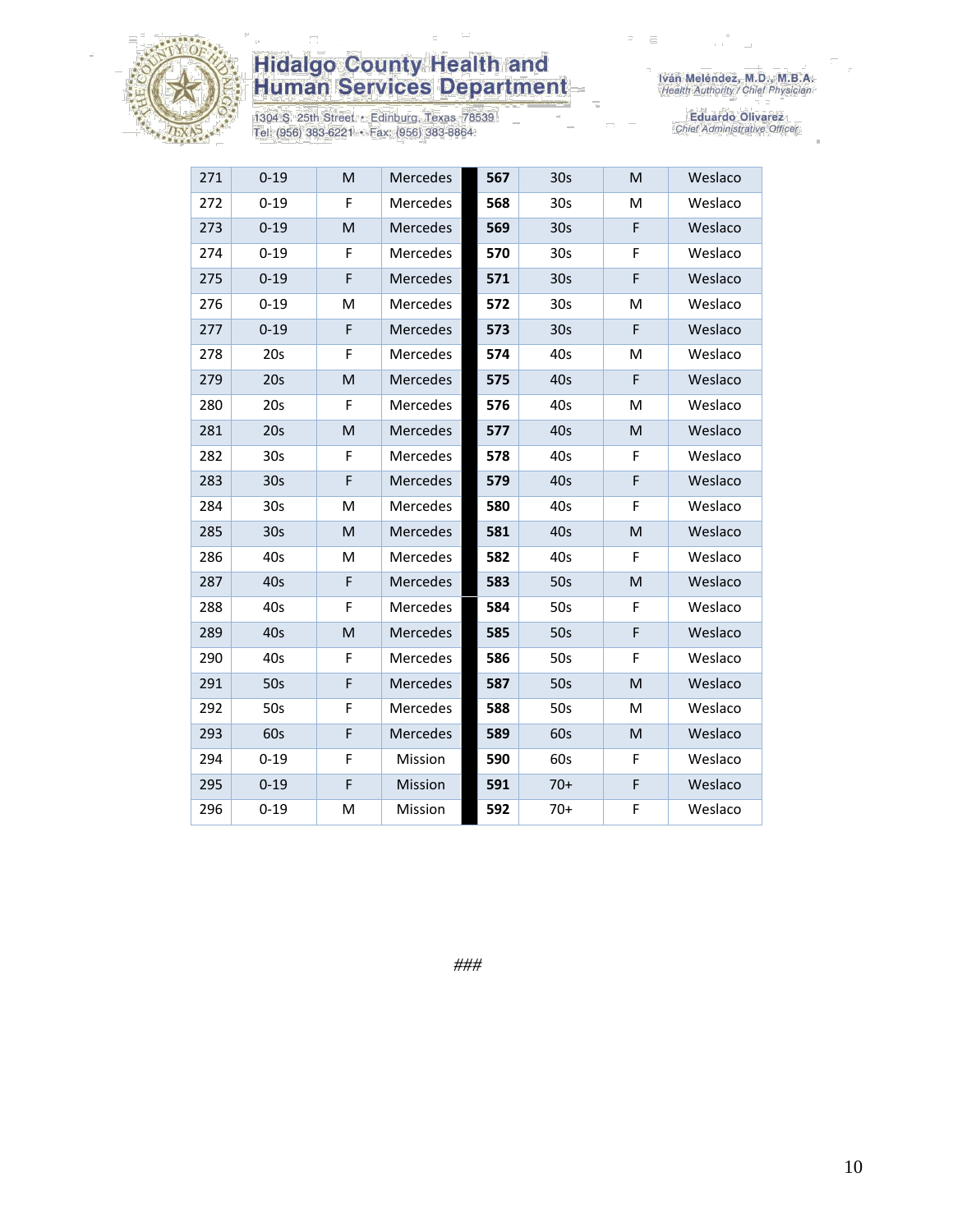| | | | | | | | | |
|---|---|---|---|---|---|---|---|---|
| 271 | 0-19 | M | Mercedes | | **567** | 30s | M | Weslaco |
| 272 | 0-19 | F | Mercedes | | **568** | 30s | M | Weslaco |
| 273 | 0-19 | M | Mercedes | | **569** | 30s | F | Weslaco |
| 274 | 0-19 | F | Mercedes | | **570** | 30s | F | Weslaco |
| 275 | 0-19 | F | Mercedes | | **571** | 30s | F | Weslaco |
| 276 | 0-19 | M | Mercedes | | **572** | 30s | M | Weslaco |
| 277 | 0-19 | F | Mercedes | | **573** | 30s | F | Weslaco |
| 278 | 20s | F | Mercedes | | **574** | 40s | M | Weslaco |
| 279 | 20s | M | Mercedes | | **575** | 40s | F | Weslaco |
| 280 | 20s | F | Mercedes | | **576** | 40s | M | Weslaco |
| 281 | 20s | M | Mercedes | | **577** | 40s | M | Weslaco |
| 282 | 30s | F | Mercedes | | **578** | 40s | F | Weslaco |
| 283 | 30s | F | Mercedes | | **579** | 40s | F | Weslaco |
| 284 | 30s | M | Mercedes | | **580** | 40s | F | Weslaco |
| 285 | 30s | M | Mercedes | | **581** | 40s | M | Weslaco |
| 286 | 40s | M | Mercedes | | **582** | 40s | F | Weslaco |
| 287 | 40s | F | Mercedes | | **583** | 50s | M | Weslaco |
| 288 | 40s | F | Mercedes | | **584** | 50s | F | Weslaco |
| 289 | 40s | M | Mercedes | | **585** | 50s | F | Weslaco |
| 290 | 40s | F | Mercedes | | **586** | 50s | F | Weslaco |
| 291 | 50s | F | Mercedes | | **587** | 50s | M | Weslaco |
| 292 | 50s | F | Mercedes | | **588** | 50s | M | Weslaco |
| 293 | 60s | F | Mercedes | | **589** | 60s | M | Weslaco |
| 294 | 0-19 | F | Mission | | **590** | 60s | F | Weslaco |
| 295 | 0-19 | F | Mission | | **591** | 70+ | F | Weslaco |
| 296 | 0-19 | M | Mission | | **592** | 70+ | F | Weslaco |

###